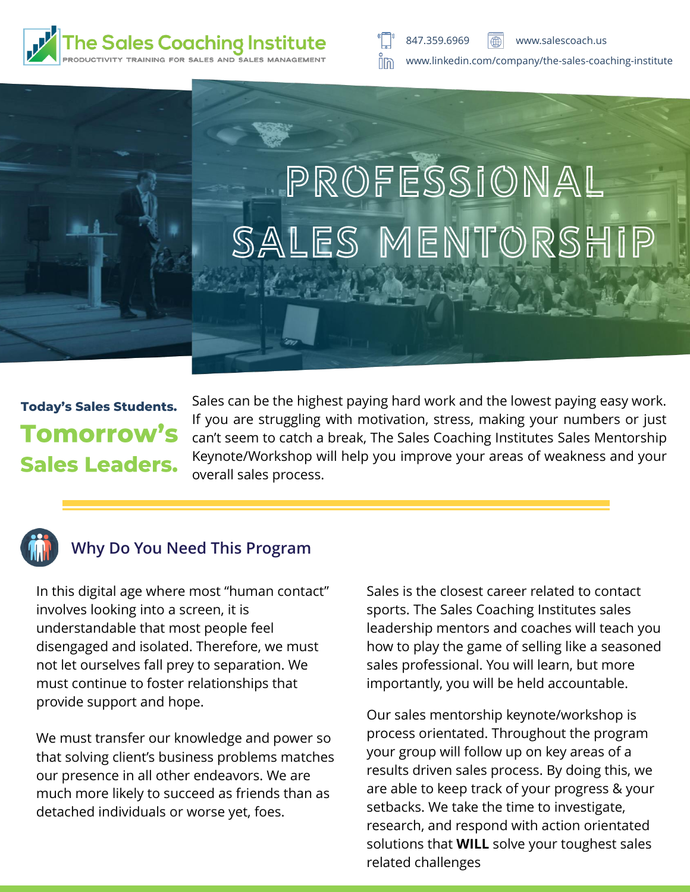The Sales Coaching Institute

PRODUCTIVITY TRAINING FOR SALES AND SALES MANAGEMENT

847.359.6969 | www.salescoach.us | www.linkedin.com/company/the-sales-coaching-institute

# PROFESSIONAL SALES MENTORSHIP

**Today's Sales Students.**

**Tomorrow's Sales Leaders.**

Sales can be the highest paying hard work and the lowest paying easy work. If you are struggling with motivation, stress, making your numbers or just can't seem to catch a break, The Sales Coaching Institutes Sales Mentorship Keynote/Workshop will help you improve your areas of weakness and your overall sales process.

## Why Do You Need This Program

In this digital age where most "human contact" involves looking into a screen, it is understandable that most people feel disengaged and isolated. Therefore, we must not let ourselves fall prey to separation. We must continue to foster relationships that provide support and hope.

We must transfer our knowledge and power so that solving client's business problems matches our presence in all other endeavors. We are much more likely to succeed as friends than as detached individuals or worse yet, foes.

Sales is the closest career related to contact sports. The Sales Coaching Institutes sales leadership mentors and coaches will teach you how to play the game of selling like a seasoned sales professional. You will learn, but more importantly, you will be held accountable.

Our sales mentorship keynote/workshop is process orientated. Throughout the program your group will follow up on key areas of a results driven sales process. By doing this, we are able to keep track of your progress & your setbacks. We take the time to investigate, research, and respond with action orientated solutions that **WILL** solve your toughest sales related challenges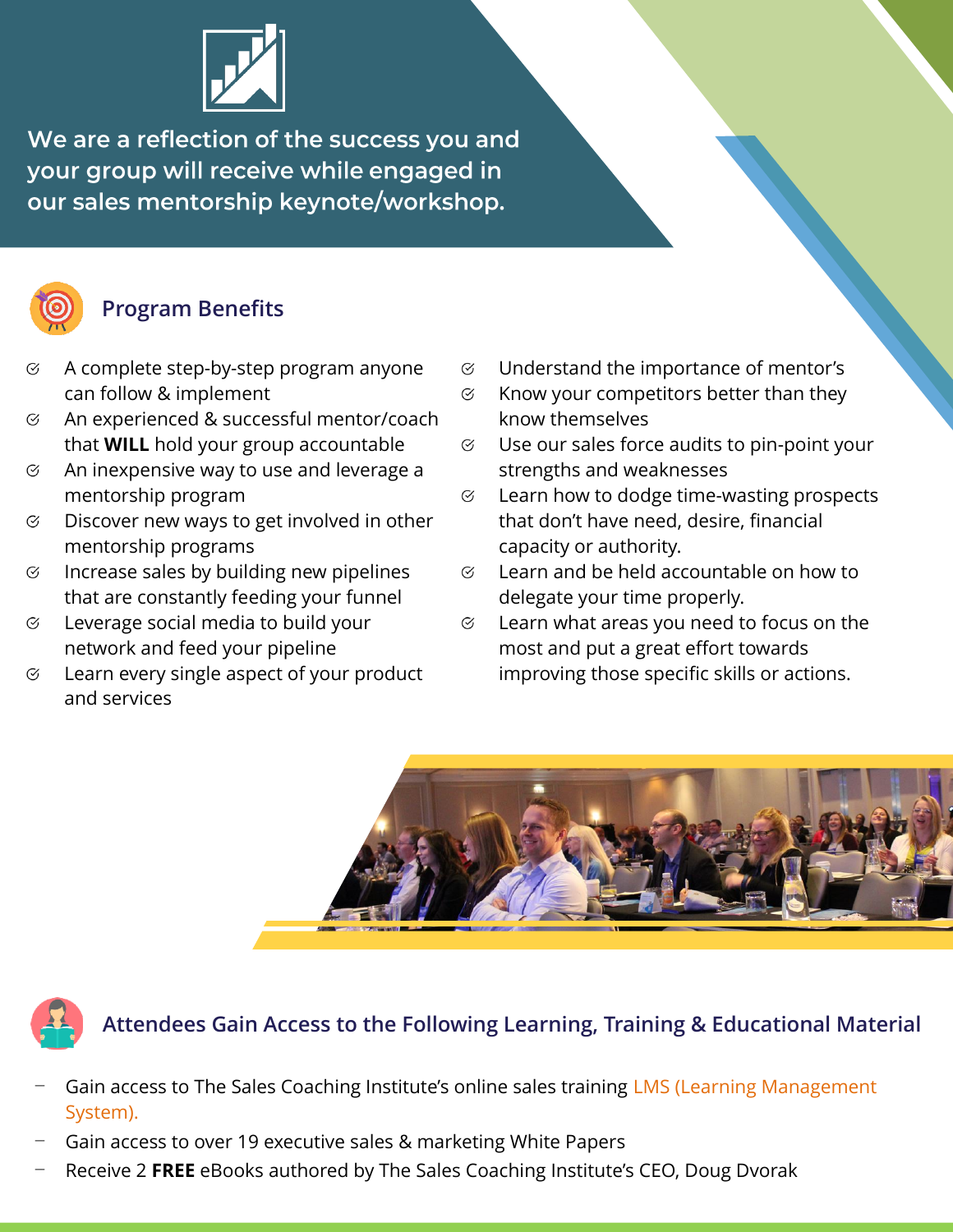We are a reflection of the success you and your group will receive while engaged in our sales mentorship keynote/workshop.

## Program Benefits

- A complete step-by-step program anyone can follow & implement
- An experienced & successful mentor/coach that **WILL** hold your group accountable
- An inexpensive way to use and leverage a mentorship program
- Discover new ways to get involved in other mentorship programs
- Increase sales by building new pipelines that are constantly feeding your funnel
- Leverage social media to build your network and feed your pipeline
- Learn every single aspect of your product and services
- Understand the importance of mentor's
- Know your competitors better than they know themselves
- Use our sales force audits to pin-point your strengths and weaknesses
- Learn how to dodge time-wasting prospects that don't have need, desire, financial capacity or authority.
- Learn and be held accountable on how to delegate your time properly.
- Learn what areas you need to focus on the most and put a great effort towards improving those specific skills or actions.

## Attendees Gain Access to the Following Learning, Training & Educational Material

- Gain access to The Sales Coaching Institute's online sales training LMS (Learning Management System).
- Gain access to over 19 executive sales & marketing White Papers
- Receive 2 **FREE** eBooks authored by The Sales Coaching Institute's CEO, Doug Dvorak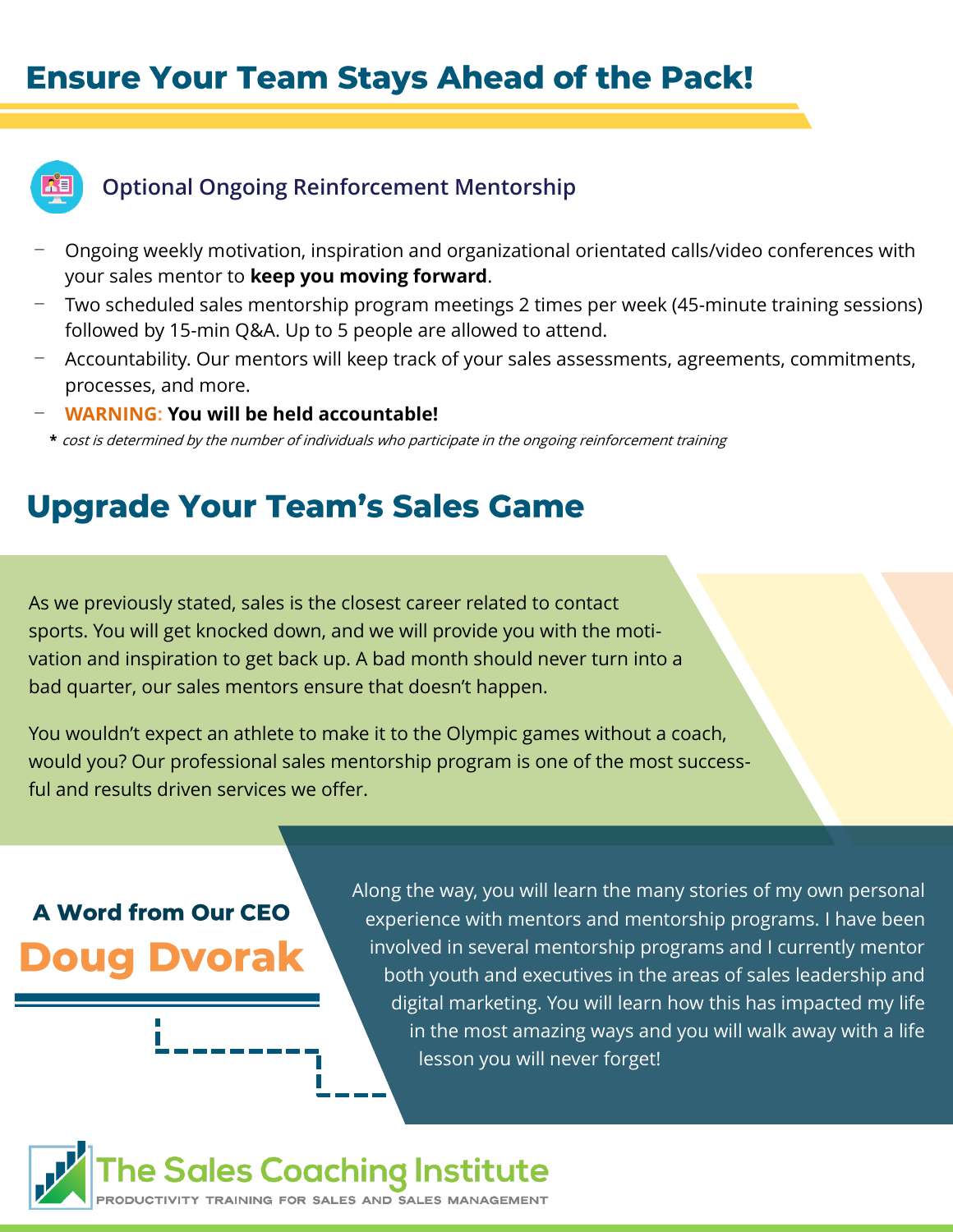# Ensure Your Team Stays Ahead of the Pack!

## Optional Ongoing Reinforcement Mentorship

- Ongoing weekly motivation, inspiration and organizational orientated calls/video conferences with your sales mentor to **keep you moving forward**.
- Two scheduled sales mentorship program meetings 2 times per week (45-minute training sessions) followed by 15-min Q&A. Up to 5 people are allowed to attend.
- Accountability. Our mentors will keep track of your sales assessments, agreements, commitments, processes, and more.
- **WARNING: You will be held accountable!**

**\*** *cost is determined by the number of individuals who participate in the ongoing reinforcement training*

# Upgrade Your Team's Sales Game

As we previously stated, sales is the closest career related to contact sports. You will get knocked down, and we will provide you with the motivation and inspiration to get back up. A bad month should never turn into a bad quarter, our sales mentors ensure that doesn't happen.

You wouldn't expect an athlete to make it to the Olympic games without a coach, would you? Our professional sales mentorship program is one of the most successful and results driven services we offer.

## A Word from Our CEO

## Doug Dvorak

Along the way, you will learn the many stories of my own personal experience with mentors and mentorship programs. I have been involved in several mentorship programs and I currently mentor both youth and executives in the areas of sales leadership and digital marketing. You will learn how this has impacted my life in the most amazing ways and you will walk away with a life lesson you will never forget!

The Sales Coaching Institute

PRODUCTIVITY TRAINING FOR SALES AND SALES MANAGEMENT